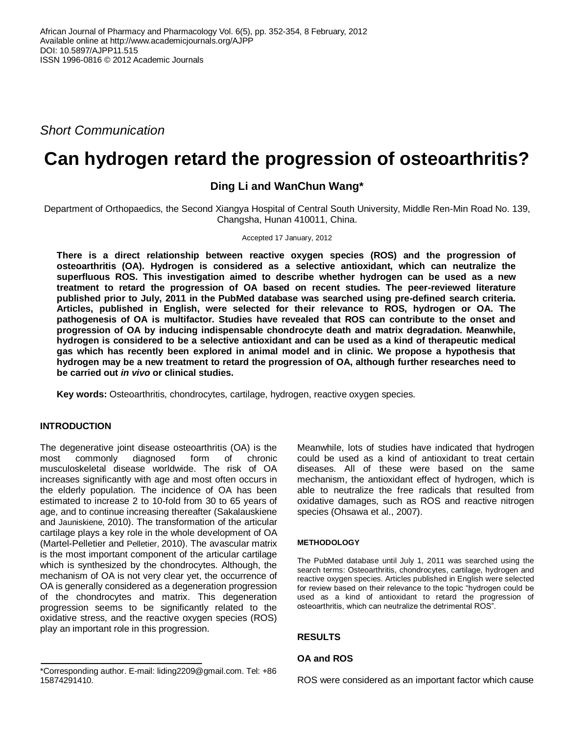*Short Communication*

# Can hydrogen retard the progression of osteoarthritis?

**Ding Li and WanChun Wang***

Department of Orthopaedics, the Second Xiangya Hospital of Central South University, Middle Ren-Min Road No. 139, Changsha, Hunan 410011, China.

Accepted 17 January, 2012

**There is a direct relationship between reactive oxygen species (ROS) and the progression of osteoarthritis (OA). Hydrogen is considered as a selective antioxidant, which can neutralize the superfluous ROS. This investigation aimed to describe whether hydrogen can be used as a new treatment to retard the progression of OA based on recent studies. The peer-reviewed literature published prior to July, 2011 in the PubMed database was searched using pre-defined search criteria. Articles, published in English, were selected for their relevance to ROS, hydrogen or OA. The pathogenesis of OA is multifactor. Studies have revealed that ROS can contribute to the onset and progression of OA by inducing indispensable chondrocyte death and matrix degradation. Meanwhile, hydrogen is considered to be a selective antioxidant and can be used as a kind of therapeutic medical gas which has recently been explored in animal model and in clinic. We propose a hypothesis that hydrogen may be a new treatment to retard the progression of OA, although further researches need to be carried out *in vivo* or clinical studies.**

**Key words:** Osteoarthritis, chondrocytes, cartilage, hydrogen, reactive oxygen species.

## INTRODUCTION

The degenerative joint disease osteoarthritis (OA) is the most commonly diagnosed form of chronic musculoskeletal disease worldwide. The risk of OA increases significantly with age and most often occurs in the elderly population. The incidence of OA has been estimated to increase 2 to 10-fold from 30 to 65 years of age, and to continue increasing thereafter (Sakalauskiene and Jauniskiene, 2010). The transformation of the articular cartilage plays a key role in the whole development of OA (Martel-Pelletier and Pelletier, 2010). The avascular matrix is the most important component of the articular cartilage which is synthesized by the chondrocytes. Although, the mechanism of OA is not very clear yet, the occurrence of OA is generally considered as a degeneration progression of the chondrocytes and matrix. This degeneration progression seems to be significantly related to the oxidative stress, and the reactive oxygen species (ROS) play an important role in this progression.

Meanwhile, lots of studies have indicated that hydrogen could be used as a kind of antioxidant to treat certain diseases. All of these were based on the same mechanism, the antioxidant effect of hydrogen, which is able to neutralize the free radicals that resulted from oxidative damages, such as ROS and reactive nitrogen species (Ohsawa et al., 2007).

### METHODOLOGY

The PubMed database until July 1, 2011 was searched using the search terms: Osteoarthritis, chondrocytes, cartilage, hydrogen and reactive oxygen species. Articles published in English were selected for review based on their relevance to the topic "hydrogen could be used as a kind of antioxidant to retard the progression of osteoarthritis, which can neutralize the detrimental ROS".

## RESULTS

### OA and ROS

ROS were considered as an important factor which cause

*Corresponding author. E-mail: liding2209@gmail.com. Tel: +86 15874291410.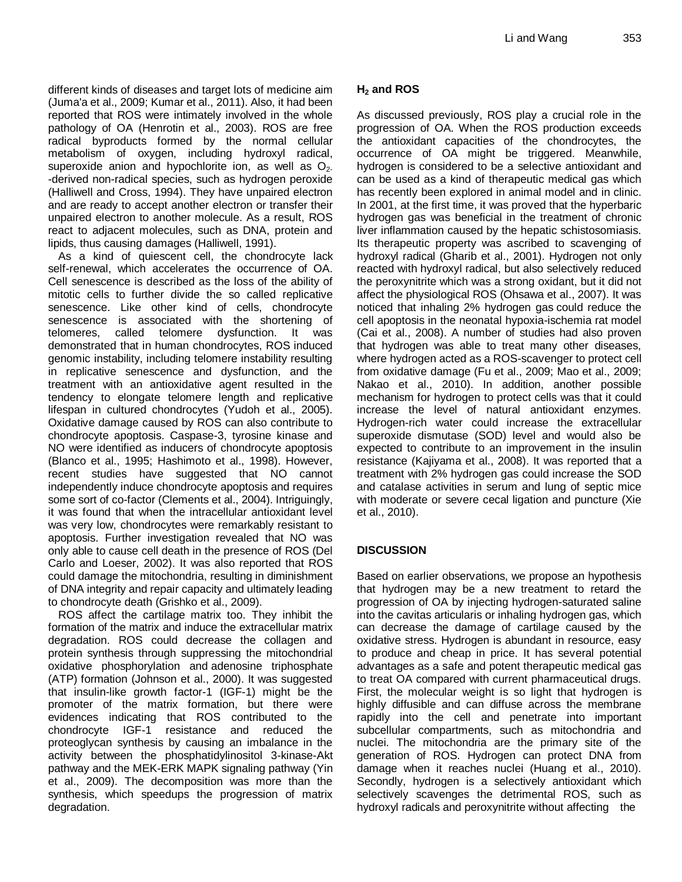different kinds of diseases and target lots of medicine aim (Juma'a et al., 2009; Kumar et al., 2011). Also, it had been reported that ROS were intimately involved in the whole pathology of OA (Henrotin et al., 2003). ROS are free radical byproducts formed by the normal cellular metabolism of oxygen, including hydroxyl radical, superoxide anion and hypochlorite ion, as well as $O_{2-}$ -derived non-radical species, such as hydrogen peroxide (Halliwell and Cross, 1994). They have unpaired electron and are ready to accept another electron or transfer their unpaired electron to another molecule. As a result, ROS react to adjacent molecules, such as DNA, protein and lipids, thus causing damages (Halliwell, 1991).

As a kind of quiescent cell, the chondrocyte lack self-renewal, which accelerates the occurrence of OA. Cell senescence is described as the loss of the ability of mitotic cells to further divide the so called replicative senescence. Like other kind of cells, chondrocyte senescence is associated with the shortening of telomeres, called telomere dysfunction. It was demonstrated that in human chondrocytes, ROS induced genomic instability, including telomere instability resulting in replicative senescence and dysfunction, and the treatment with an antioxidative agent resulted in the tendency to elongate telomere length and replicative lifespan in cultured chondrocytes (Yudoh et al., 2005). Oxidative damage caused by ROS can also contribute to chondrocyte apoptosis. Caspase-3, tyrosine kinase and NO were identified as inducers of chondrocyte apoptosis (Blanco et al., 1995; Hashimoto et al., 1998). However, recent studies have suggested that NO cannot independently induce chondrocyte apoptosis and requires some sort of co-factor (Clements et al., 2004). Intriguingly, it was found that when the intracellular antioxidant level was very low, chondrocytes were remarkably resistant to apoptosis. Further investigation revealed that NO was only able to cause cell death in the presence of ROS (Del Carlo and Loeser, 2002). It was also reported that ROS could damage the mitochondria, resulting in diminishment of DNA integrity and repair capacity and ultimately leading to chondrocyte death (Grishko et al., 2009).

ROS affect the cartilage matrix too. They inhibit the formation of the matrix and induce the extracellular matrix degradation. ROS could decrease the collagen and protein synthesis through suppressing the mitochondrial oxidative phosphorylation and adenosine triphosphate (ATP) formation (Johnson et al., 2000). It was suggested that insulin-like growth factor-1 (IGF-1) might be the promoter of the matrix formation, but there were evidences indicating that ROS contributed to the chondrocyte IGF-1 resistance and reduced the proteoglycan synthesis by causing an imbalance in the activity between the phosphatidylinositol 3-kinase-Akt pathway and the MEK-ERK MAPK signaling pathway (Yin et al., 2009). The decomposition was more than the synthesis, which speedups the progression of matrix degradation.

## $H_2$ and ROS

As discussed previously, ROS play a crucial role in the progression of OA. When the ROS production exceeds the antioxidant capacities of the chondrocytes, the occurrence of OA might be triggered. Meanwhile, hydrogen is considered to be a selective antioxidant and can be used as a kind of therapeutic medical gas which has recently been explored in animal model and in clinic. In 2001, at the first time, it was proved that the hyperbaric hydrogen gas was beneficial in the treatment of chronic liver inflammation caused by the hepatic schistosomiasis. Its therapeutic property was ascribed to scavenging of hydroxyl radical (Gharib et al., 2001). Hydrogen not only reacted with hydroxyl radical, but also selectively reduced the peroxynitrite which was a strong oxidant, but it did not affect the physiological ROS (Ohsawa et al., 2007). It was noticed that inhaling 2% hydrogen gas could reduce the cell apoptosis in the neonatal hypoxia-ischemia rat model (Cai et al., 2008). A number of studies had also proven that hydrogen was able to treat many other diseases, where hydrogen acted as a ROS-scavenger to protect cell from oxidative damage (Fu et al., 2009; Mao et al., 2009; Nakao et al., 2010). In addition, another possible mechanism for hydrogen to protect cells was that it could increase the level of natural antioxidant enzymes. Hydrogen-rich water could increase the extracellular superoxide dismutase (SOD) level and would also be expected to contribute to an improvement in the insulin resistance (Kajiyama et al., 2008). It was reported that a treatment with 2% hydrogen gas could increase the SOD and catalase activities in serum and lung of septic mice with moderate or severe cecal ligation and puncture (Xie et al., 2010).

## DISCUSSION

Based on earlier observations, we propose an hypothesis that hydrogen may be a new treatment to retard the progression of OA by injecting hydrogen-saturated saline into the cavitas articularis or inhaling hydrogen gas, which can decrease the damage of cartilage caused by the oxidative stress. Hydrogen is abundant in resource, easy to produce and cheap in price. It has several potential advantages as a safe and potent therapeutic medical gas to treat OA compared with current pharmaceutical drugs. First, the molecular weight is so light that hydrogen is highly diffusible and can diffuse across the membrane rapidly into the cell and penetrate into important subcellular compartments, such as mitochondria and nuclei. The mitochondria are the primary site of the generation of ROS. Hydrogen can protect DNA from damage when it reaches nuclei (Huang et al., 2010). Secondly, hydrogen is a selectively antioxidant which selectively scavenges the detrimental ROS, such as hydroxyl radicals and peroxynitrite without affecting the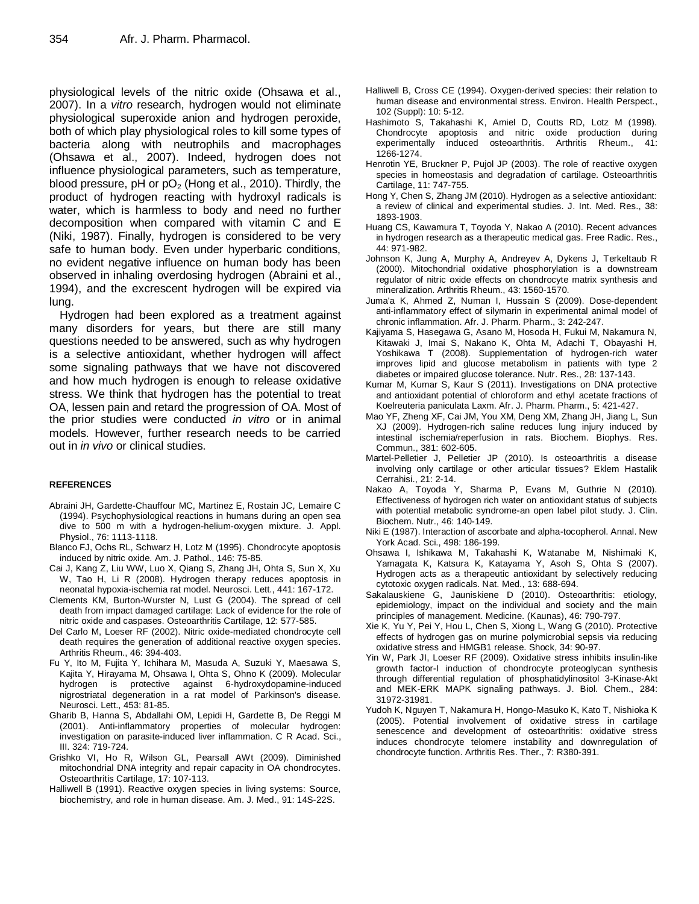physiological levels of the nitric oxide (Ohsawa et al., 2007). In a *vitro* research, hydrogen would not eliminate physiological superoxide anion and hydrogen peroxide, both of which play physiological roles to kill some types of bacteria along with neutrophils and macrophages (Ohsawa et al., 2007). Indeed, hydrogen does not influence physiological parameters, such as temperature, blood pressure, pH or $pO_2$ (Hong et al., 2010). Thirdly, the product of hydrogen reacting with hydroxyl radicals is water, which is harmless to body and need no further decomposition when compared with vitamin C and E (Niki, 1987). Finally, hydrogen is considered to be very safe to human body. Even under hyperbaric conditions, no evident negative influence on human body has been observed in inhaling overdosing hydrogen (Abraini et al., 1994), and the excrescent hydrogen will be expired via lung.

Hydrogen had been explored as a treatment against many disorders for years, but there are still many questions needed to be answered, such as why hydrogen is a selective antioxidant, whether hydrogen will affect some signaling pathways that we have not discovered and how much hydrogen is enough to release oxidative stress. We think that hydrogen has the potential to treat OA, lessen pain and retard the progression of OA. Most of the prior studies were conducted *in vitro* or in animal models. However, further research needs to be carried out in *in vivo* or clinical studies.

## REFERENCES

Abraini JH, Gardette-Chauffour MC, Martinez E, Rostain JC, Lemaire C (1994). Psychophysiological reactions in humans during an open sea dive to 500 m with a hydrogen-helium-oxygen mixture. J. Appl. Physiol., 76: 1113-1118.

Blanco FJ, Ochs RL, Schwarz H, Lotz M (1995). Chondrocyte apoptosis induced by nitric oxide. Am. J. Pathol., 146: 75-85.

Cai J, Kang Z, Liu WW, Luo X, Qiang S, Zhang JH, Ohta S, Sun X, Xu W, Tao H, Li R (2008). Hydrogen therapy reduces apoptosis in neonatal hypoxia-ischemia rat model. Neurosci. Lett., 441: 167-172.

Clements KM, Burton-Wurster N, Lust G (2004). The spread of cell death from impact damaged cartilage: Lack of evidence for the role of nitric oxide and caspases. Osteoarthritis Cartilage, 12: 577-585.

Del Carlo M, Loeser RF (2002). Nitric oxide-mediated chondrocyte cell death requires the generation of additional reactive oxygen species. Arthritis Rheum., 46: 394-403.

Fu Y, Ito M, Fujita Y, Ichihara M, Masuda A, Suzuki Y, Maesawa S, Kajita Y, Hirayama M, Ohsawa I, Ohta S, Ohno K (2009). Molecular hydrogen is protective against 6-hydroxydopamine-induced nigrostriatal degeneration in a rat model of Parkinson's disease. Neurosci. Lett., 453: 81-85.

Gharib B, Hanna S, Abdallahi OM, Lepidi H, Gardette B, De Reggi M (2001). Anti-inflammatory properties of molecular hydrogen: investigation on parasite-induced liver inflammation. C R Acad. Sci., III. 324: 719-724.

Grishko VI, Ho R, Wilson GL, Pearsall AWt (2009). Diminished mitochondrial DNA integrity and repair capacity in OA chondrocytes. Osteoarthritis Cartilage, 17: 107-113.

Halliwell B (1991). Reactive oxygen species in living systems: Source, biochemistry, and role in human disease. Am. J. Med., 91: 14S-22S.

Halliwell B, Cross CE (1994). Oxygen-derived species: their relation to human disease and environmental stress. Environ. Health Perspect., 102 (Suppl): 10: 5-12.

Hashimoto S, Takahashi K, Amiel D, Coutts RD, Lotz M (1998). Chondrocyte apoptosis and nitric oxide production during experimentally induced osteoarthritis. Arthritis Rheum., 41: 1266-1274.

Henrotin YE, Bruckner P, Pujol JP (2003). The role of reactive oxygen species in homeostasis and degradation of cartilage. Osteoarthritis Cartilage, 11: 747-755.

Hong Y, Chen S, Zhang JM (2010). Hydrogen as a selective antioxidant: a review of clinical and experimental studies. J. Int. Med. Res., 38: 1893-1903.

Huang CS, Kawamura T, Toyoda Y, Nakao A (2010). Recent advances in hydrogen research as a therapeutic medical gas. Free Radic. Res., 44: 971-982.

Johnson K, Jung A, Murphy A, Andreyev A, Dykens J, Terkeltaub R (2000). Mitochondrial oxidative phosphorylation is a downstream regulator of nitric oxide effects on chondrocyte matrix synthesis and mineralization. Arthritis Rheum., 43: 1560-1570.

Juma'a K, Ahmed Z, Numan I, Hussain S (2009). Dose-dependent anti-inflammatory effect of silymarin in experimental animal model of chronic inflammation. Afr. J. Pharm. Pharm., 3: 242-247.

Kajiyama S, Hasegawa G, Asano M, Hosoda H, Fukui M, Nakamura N, Kitawaki J, Imai S, Nakano K, Ohta M, Adachi T, Obayashi H, Yoshikawa T (2008). Supplementation of hydrogen-rich water improves lipid and glucose metabolism in patients with type 2 diabetes or impaired glucose tolerance. Nutr. Res., 28: 137-143.

Kumar M, Kumar S, Kaur S (2011). Investigations on DNA protective and antioxidant potential of chloroform and ethyl acetate fractions of Koelreuteria paniculata Laxm. Afr. J. Pharm. Pharm., 5: 421-427.

Mao YF, Zheng XF, Cai JM, You XM, Deng XM, Zhang JH, Jiang L, Sun XJ (2009). Hydrogen-rich saline reduces lung injury induced by intestinal ischemia/reperfusion in rats. Biochem. Biophys. Res. Commun., 381: 602-605.

Martel-Pelletier J, Pelletier JP (2010). Is osteoarthritis a disease involving only cartilage or other articular tissues? Eklem Hastalik Cerrahisi., 21: 2-14.

Nakao A, Toyoda Y, Sharma P, Evans M, Guthrie N (2010). Effectiveness of hydrogen rich water on antioxidant status of subjects with potential metabolic syndrome-an open label pilot study. J. Clin. Biochem. Nutr., 46: 140-149.

Niki E (1987). Interaction of ascorbate and alpha-tocopherol. Annal. New York Acad. Sci., 498: 186-199.

Ohsawa I, Ishikawa M, Takahashi K, Watanabe M, Nishimaki K, Yamagata K, Katsura K, Katayama Y, Asoh S, Ohta S (2007). Hydrogen acts as a therapeutic antioxidant by selectively reducing cytotoxic oxygen radicals. Nat. Med., 13: 688-694.

Sakalauskiene G, Jauniskiene D (2010). Osteoarthritis: etiology, epidemiology, impact on the individual and society and the main principles of management. Medicine. (Kaunas), 46: 790-797.

Xie K, Yu Y, Pei Y, Hou L, Chen S, Xiong L, Wang G (2010). Protective effects of hydrogen gas on murine polymicrobial sepsis via reducing oxidative stress and HMGB1 release. Shock, 34: 90-97.

Yin W, Park JI, Loeser RF (2009). Oxidative stress inhibits insulin-like growth factor-I induction of chondrocyte proteoglycan synthesis through differential regulation of phosphatidylinositol 3-Kinase-Akt and MEK-ERK MAPK signaling pathways. J. Biol. Chem., 284: 31972-31981.

Yudoh K, Nguyen T, Nakamura H, Hongo-Masuko K, Kato T, Nishioka K (2005). Potential involvement of oxidative stress in cartilage senescence and development of osteoarthritis: oxidative stress induces chondrocyte telomere instability and downregulation of chondrocyte function. Arthritis Res. Ther., 7: R380-391.